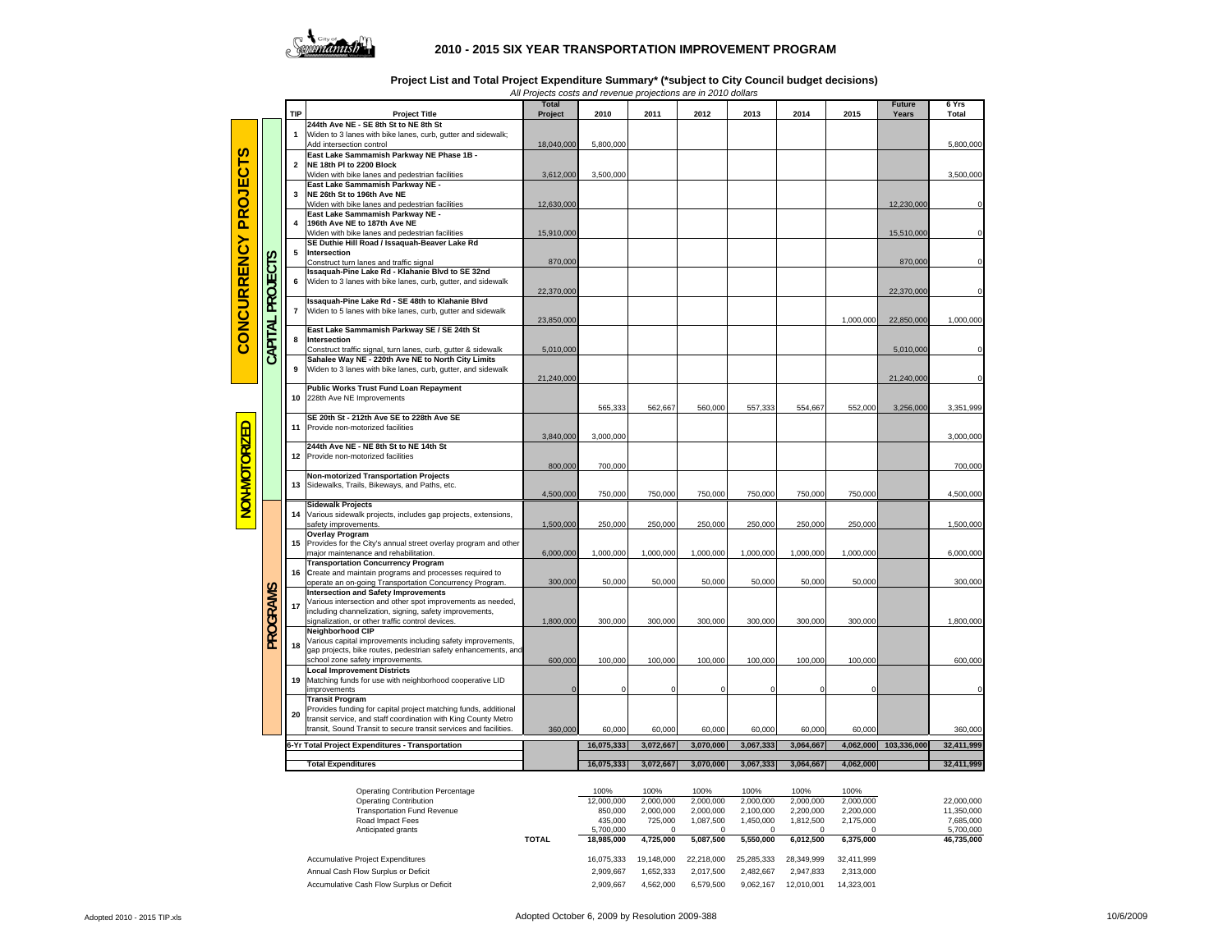# 2010 - 2015 SIX YEAR TRANSPORTATION IMPROVEMENT PROGRAM

**Project List and Total Project Expenditure Summary\* (\*subject to City Council budget decisions)**

*All Projects costs and revenue projections are in 2010 dollars*

| | | TIP | Project Title | Total Project | 2010 | 2011 | 2012 | 2013 | 2014 | 2015 | Future Years | 6 Yrs Total |
|---|---|---|---|---|---|---|---|---|---|---|---|---|
| CONCURRENCY PROJECTS | CAPITAL PROJECTS | 1 | **244th Ave NE - SE 8th St to NE 8th St** Widen to 3 lanes with bike lanes, curb, gutter and sidewalk; Add intersection control | 18,040,000 | 5,800,000 | | | | | | | 5,800,000 |
| | | 2 | **East Lake Sammamish Parkway NE Phase 1B - NE 18th Pl to 2200 Block** Widen with bike lanes and pedestrian facilities | 3,612,000 | 3,500,000 | | | | | | | 3,500,000 |
| | | 3 | **East Lake Sammamish Parkway NE - NE 26th St to 196th Ave NE** Widen with bike lanes and pedestrian facilities | 12,630,000 | | | | | | | 12,230,000 | 0 |
| | | 4 | **East Lake Sammamish Parkway NE - 196th Ave NE to 187th Ave NE** Widen with bike lanes and pedestrian facilities | 15,910,000 | | | | | | | 15,510,000 | 0 |
| | | 5 | **SE Duthie Hill Road / Issaquah-Beaver Lake Rd Intersection** Construct turn lanes and traffic signal | 870,000 | | | | | | | 870,000 | 0 |
| | | 6 | **Issaquah-Pine Lake Rd - Klahanie Blvd to SE 32nd** Widen to 3 lanes with bike lanes, curb, gutter, and sidewalk | 22,370,000 | | | | | | | 22,370,000 | 0 |
| | | 7 | **Issaquah-Pine Lake Rd - SE 48th to Klahanie Blvd** Widen to 5 lanes with bike lanes, curb, gutter and sidewalk | 23,850,000 | | | | | | 1,000,000 | 22,850,000 | 1,000,000 |
| | | 8 | **East Lake Sammamish Parkway SE / SE 24th St Intersection** Construct traffic signal, turn lanes, curb, gutter & sidewalk | 5,010,000 | | | | | | | 5,010,000 | 0 |
| | | 9 | **Sahalee Way NE - 220th Ave NE to North City Limits** Widen to 3 lanes with bike lanes, curb, gutter, and sidewalk | 21,240,000 | | | | | | | 21,240,000 | 0 |
| | | 10 | **Public Works Trust Fund Loan Repayment** 228th Ave NE Improvements | | 565,333 | 562,667 | 560,000 | 557,333 | 554,667 | 552,000 | 3,256,000 | 3,351,999 |
| NON-MOTORIZED | | 11 | **SE 20th St - 212th Ave SE to 228th Ave SE** Provide non-motorized facilities | 3,840,000 | 3,000,000 | | | | | | | 3,000,000 |
| | | 12 | **244th Ave NE - NE 8th St to NE 14th St** Provide non-motorized facilities | 800,000 | 700,000 | | | | | | | 700,000 |
| | | 13 | **Non-motorized Transportation Projects** Sidewalks, Trails, Bikeways, and Paths, etc. | 4,500,000 | 750,000 | 750,000 | 750,000 | 750,000 | 750,000 | 750,000 | | 4,500,000 |
| | PROGRAMS | 14 | **Sidewalk Projects** Various sidewalk projects, includes gap projects, extensions, safety improvements. | 1,500,000 | 250,000 | 250,000 | 250,000 | 250,000 | 250,000 | 250,000 | | 1,500,000 |
| | | 15 | **Overlay Program** Provides for the City's annual street overlay program and other major maintenance and rehabilitation. | 6,000,000 | 1,000,000 | 1,000,000 | 1,000,000 | 1,000,000 | 1,000,000 | 1,000,000 | | 6,000,000 |
| | | 16 | **Transportation Concurrency Program** Create and maintain programs and processes required to operate an on-going Transportation Concurrency Program. | 300,000 | 50,000 | 50,000 | 50,000 | 50,000 | 50,000 | 50,000 | | 300,000 |
| | | 17 | **Intersection and Safety Improvements** Various intersection and other spot improvements as needed, including channelization, signing, safety improvements, signalization, or other traffic control devices. | 1,800,000 | 300,000 | 300,000 | 300,000 | 300,000 | 300,000 | 300,000 | | 1,800,000 |
| | | 18 | **Neighborhood CIP** Various capital improvements including safety improvements, gap projects, bike routes, pedestrian safety enhancements, and school zone safety improvements. | 600,000 | 100,000 | 100,000 | 100,000 | 100,000 | 100,000 | 100,000 | | 600,000 |
| | | 19 | **Local Improvement Districts** Matching funds for use with neighborhood cooperative LID improvements | 0 | 0 | 0 | 0 | 0 | 0 | 0 | | 0 |
| | | 20 | **Transit Program** Provides funding for capital project matching funds, additional transit service, and staff coordination with King County Metro transit, Sound Transit to secure transit services and facilities. | 360,000 | 60,000 | 60,000 | 60,000 | 60,000 | 60,000 | 60,000 | | 360,000 |
| | | | **6-Yr Total Project Expenditures - Transportation** | | **16,075,333** | **3,072,667** | **3,070,000** | **3,067,333** | **3,064,667** | **4,062,000** | **103,336,000** | **32,411,999** |
| | | | **Total Expenditures** | | **16,075,333** | **3,072,667** | **3,070,000** | **3,067,333** | **3,064,667** | **4,062,000** | | **32,411,999** |

| | | 2010 | 2011 | 2012 | 2013 | 2014 | 2015 | Total |
|---|---|---|---|---|---|---|---|---|
| Operating Contribution Percentage | | 100% | 100% | 100% | 100% | 100% | 100% | |
| Operating Contribution | | 12,000,000 | 2,000,000 | 2,000,000 | 2,000,000 | 2,000,000 | 2,000,000 | 22,000,000 |
| Transportation Fund Revenue | | 850,000 | 2,000,000 | 2,000,000 | 2,100,000 | 2,200,000 | 2,200,000 | 11,350,000 |
| Road Impact Fees | | 435,000 | 725,000 | 1,087,500 | 1,450,000 | 1,812,500 | 2,175,000 | 7,685,000 |
| Anticipated grants | | 5,700,000 | 0 | 0 | 0 | 0 | 0 | 5,700,000 |
| | **TOTAL** | **18,985,000** | **4,725,000** | **5,087,500** | **5,550,000** | **6,012,500** | **6,375,000** | **46,735,000** |
| Accumulative Project Expenditures | | 16,075,333 | 19,148,000 | 22,218,000 | 25,285,333 | 28,349,999 | 32,411,999 | |
| Annual Cash Flow Surplus or Deficit | | 2,909,667 | 1,652,333 | 2,017,500 | 2,482,667 | 2,947,833 | 2,313,000 | |
| Accumulative Cash Flow Surplus or Deficit | | 2,909,667 | 4,562,000 | 6,579,500 | 9,062,167 | 12,010,001 | 14,323,001 | |

Adopted October 6, 2009 by Resolution 2009-388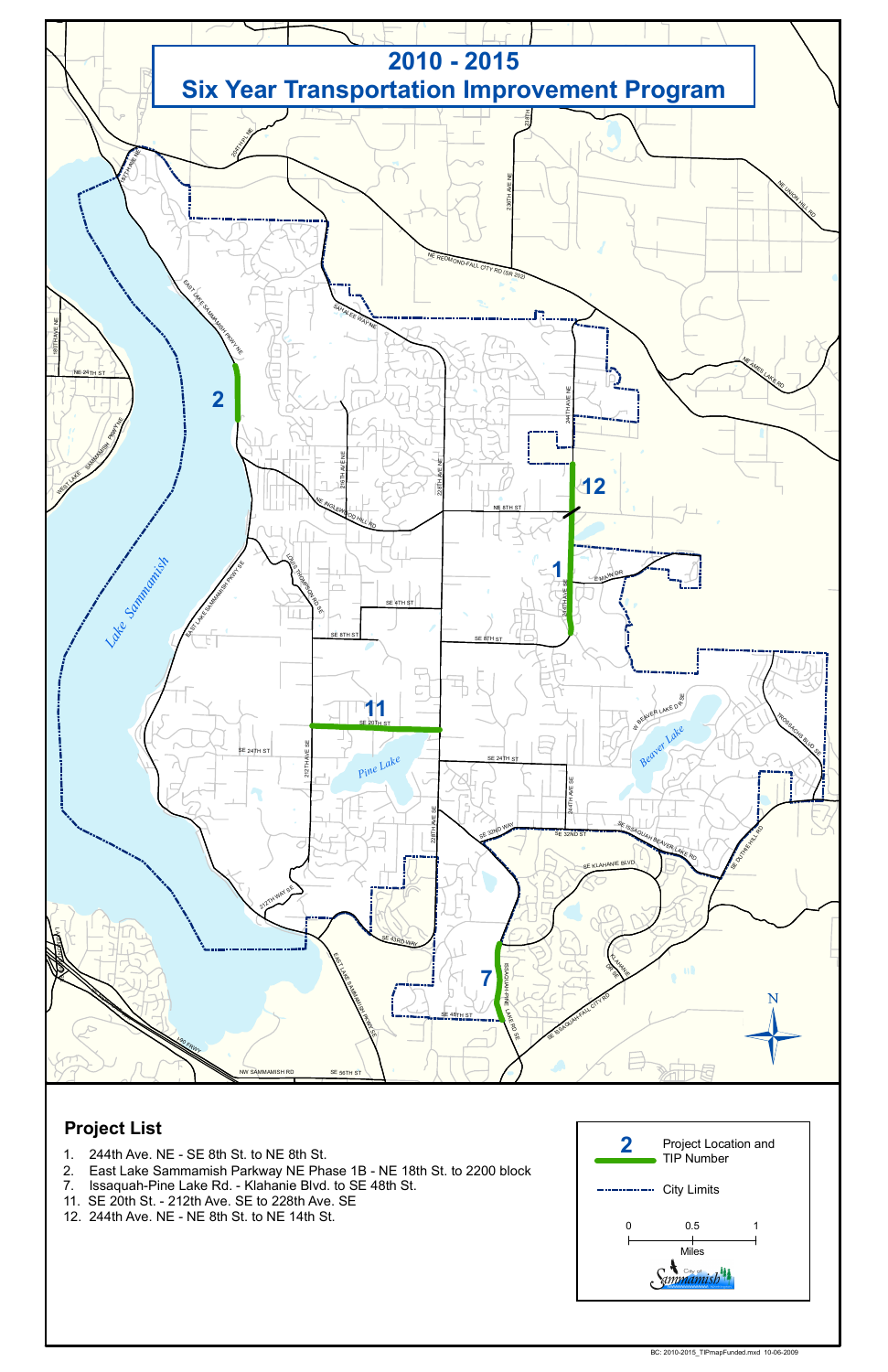# 2010 - 2015
# Six Year Transportation Improvement Program

## Project List

1. 244th Ave. NE - SE 8th St. to NE 8th St.
2. East Lake Sammamish Parkway NE Phase 1B - NE 18th St. to 2200 block
7. Issaquah-Pine Lake Rd. - Klahanie Blvd. to SE 48th St.
11. SE 20th St. - 212th Ave. SE to 228th Ave. SE
12. 244th Ave. NE - NE 8th St. to NE 14th St.

2 Project Location and TIP Number

City Limits

0 0.5 1

Miles

City of Sammamish

BC: 2010-2015_TIPmapFunded.mxd 10-06-2009